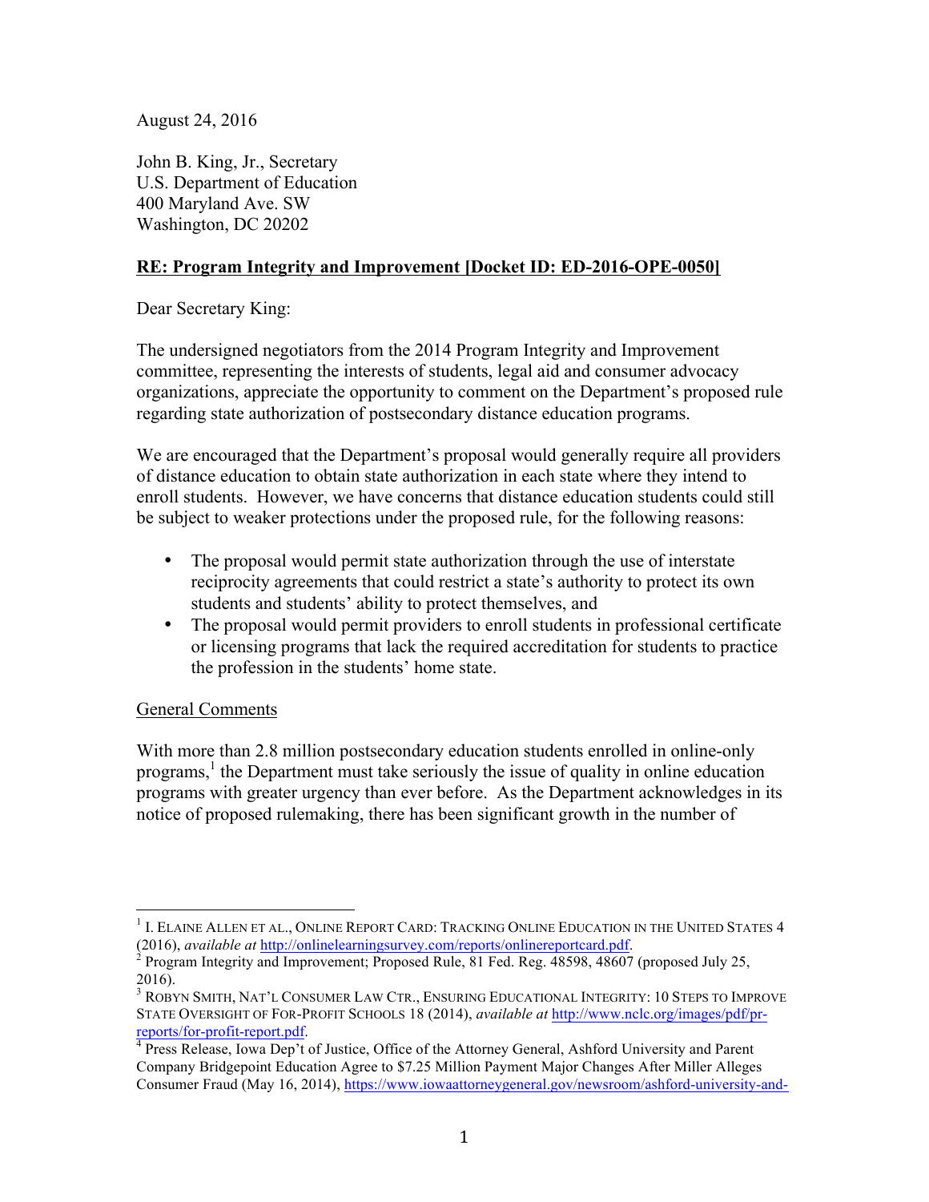August 24, 2016

John B. King, Jr., Secretary
U.S. Department of Education
400 Maryland Ave. SW
Washington, DC 20202

**RE: Program Integrity and Improvement [Docket ID: ED-2016-OPE-0050]**

Dear Secretary King:

The undersigned negotiators from the 2014 Program Integrity and Improvement committee, representing the interests of students, legal aid and consumer advocacy organizations, appreciate the opportunity to comment on the Department's proposed rule regarding state authorization of postsecondary distance education programs.

We are encouraged that the Department's proposal would generally require all providers of distance education to obtain state authorization in each state where they intend to enroll students. However, we have concerns that distance education students could still be subject to weaker protections under the proposed rule, for the following reasons:

- The proposal would permit state authorization through the use of interstate reciprocity agreements that could restrict a state's authority to protect its own students and students' ability to protect themselves, and
- The proposal would permit providers to enroll students in professional certificate or licensing programs that lack the required accreditation for students to practice the profession in the students' home state.

General Comments

With more than 2.8 million postsecondary education students enrolled in online-only programs,[1] the Department must take seriously the issue of quality in online education programs with greater urgency than ever before. As the Department acknowledges in its notice of proposed rulemaking, there has been significant growth in the number of

---

[1] I. ELAINE ALLEN ET AL., ONLINE REPORT CARD: TRACKING ONLINE EDUCATION IN THE UNITED STATES 4 (2016), *available at* http://onlinelearningsurvey.com/reports/onlinereportcard.pdf.

[2] Program Integrity and Improvement; Proposed Rule, 81 Fed. Reg. 48598, 48607 (proposed July 25, 2016).

[3] ROBYN SMITH, NAT'L CONSUMER LAW CTR., ENSURING EDUCATIONAL INTEGRITY: 10 STEPS TO IMPROVE STATE OVERSIGHT OF FOR-PROFIT SCHOOLS 18 (2014), *available at* http://www.nclc.org/images/pdf/pr-reports/for-profit-report.pdf.

[4] Press Release, Iowa Dep't of Justice, Office of the Attorney General, Ashford University and Parent Company Bridgepoint Education Agree to $7.25 Million Payment Major Changes After Miller Alleges Consumer Fraud (May 16, 2014), https://www.iowaattorneygeneral.gov/newsroom/ashford-university-and-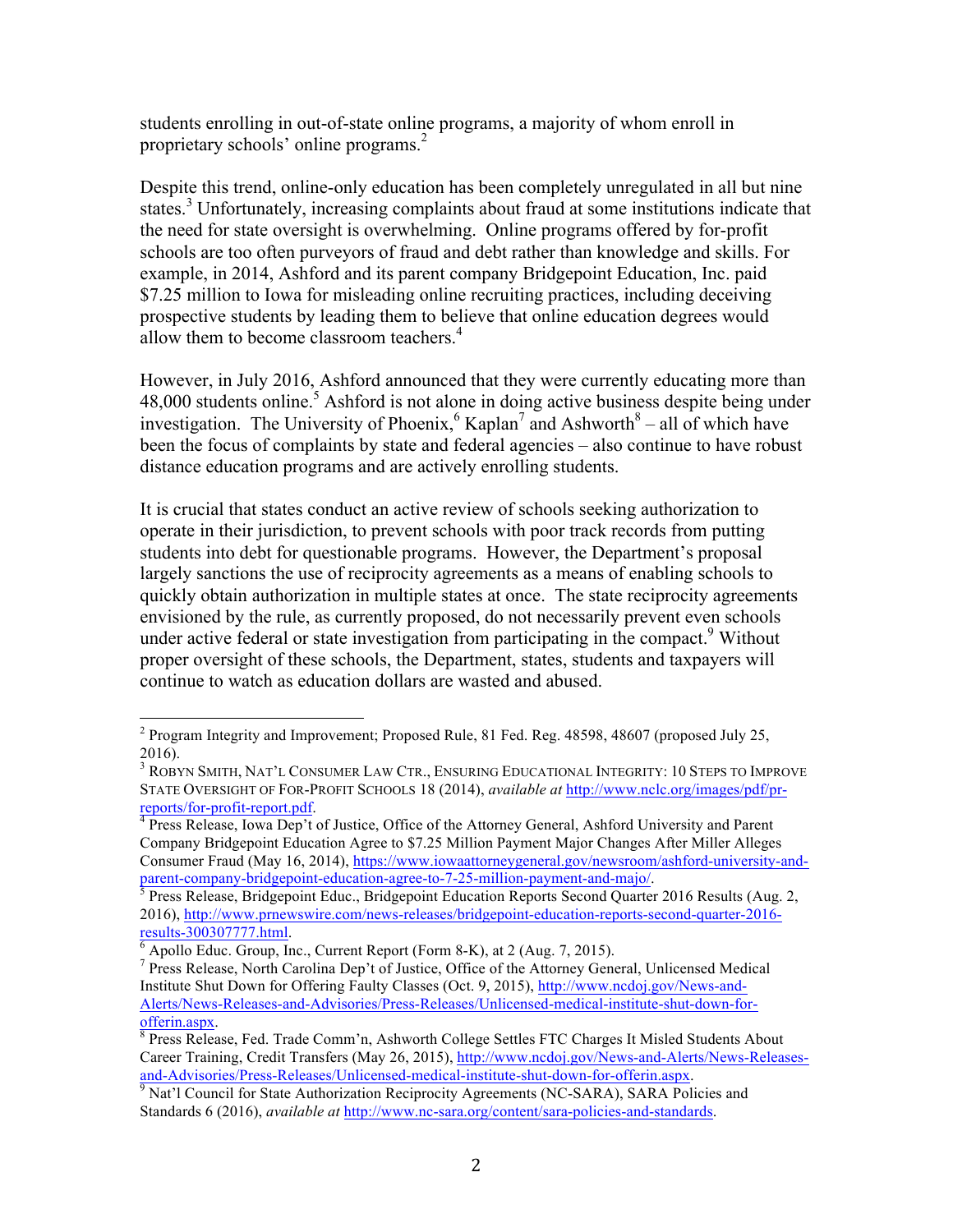students enrolling in out-of-state online programs, a majority of whom enroll in proprietary schools' online programs.[2]

Despite this trend, online-only education has been completely unregulated in all but nine states.[3] Unfortunately, increasing complaints about fraud at some institutions indicate that the need for state oversight is overwhelming. Online programs offered by for-profit schools are too often purveyors of fraud and debt rather than knowledge and skills. For example, in 2014, Ashford and its parent company Bridgepoint Education, Inc. paid $7.25 million to Iowa for misleading online recruiting practices, including deceiving prospective students by leading them to believe that online education degrees would allow them to become classroom teachers.[4]

However, in July 2016, Ashford announced that they were currently educating more than 48,000 students online.[5] Ashford is not alone in doing active business despite being under investigation. The University of Phoenix,[6] Kaplan[7] and Ashworth[8] – all of which have been the focus of complaints by state and federal agencies – also continue to have robust distance education programs and are actively enrolling students.

It is crucial that states conduct an active review of schools seeking authorization to operate in their jurisdiction, to prevent schools with poor track records from putting students into debt for questionable programs. However, the Department's proposal largely sanctions the use of reciprocity agreements as a means of enabling schools to quickly obtain authorization in multiple states at once. The state reciprocity agreements envisioned by the rule, as currently proposed, do not necessarily prevent even schools under active federal or state investigation from participating in the compact.[9] Without proper oversight of these schools, the Department, states, students and taxpayers will continue to watch as education dollars are wasted and abused.

---

[2] Program Integrity and Improvement; Proposed Rule, 81 Fed. Reg. 48598, 48607 (proposed July 25, 2016).

[3] ROBYN SMITH, NAT'L CONSUMER LAW CTR., ENSURING EDUCATIONAL INTEGRITY: 10 STEPS TO IMPROVE STATE OVERSIGHT OF FOR-PROFIT SCHOOLS 18 (2014), *available at* http://www.nclc.org/images/pdf/pr-reports/for-profit-report.pdf.

[4] Press Release, Iowa Dep't of Justice, Office of the Attorney General, Ashford University and Parent Company Bridgepoint Education Agree to $7.25 Million Payment Major Changes After Miller Alleges Consumer Fraud (May 16, 2014), https://www.iowaattorneygeneral.gov/newsroom/ashford-university-and-parent-company-bridgepoint-education-agree-to-7-25-million-payment-and-majo/.

[5] Press Release, Bridgepoint Educ., Bridgepoint Education Reports Second Quarter 2016 Results (Aug. 2, 2016), http://www.prnewswire.com/news-releases/bridgepoint-education-reports-second-quarter-2016-results-300307777.html.

[6] Apollo Educ. Group, Inc., Current Report (Form 8-K), at 2 (Aug. 7, 2015).

[7] Press Release, North Carolina Dep't of Justice, Office of the Attorney General, Unlicensed Medical Institute Shut Down for Offering Faulty Classes (Oct. 9, 2015), http://www.ncdoj.gov/News-and-Alerts/News-Releases-and-Advisories/Press-Releases/Unlicensed-medical-institute-shut-down-for-offerin.aspx.

[8] Press Release, Fed. Trade Comm'n, Ashworth College Settles FTC Charges It Misled Students About Career Training, Credit Transfers (May 26, 2015), http://www.ncdoj.gov/News-and-Alerts/News-Releases-and-Advisories/Press-Releases/Unlicensed-medical-institute-shut-down-for-offerin.aspx.

[9] Nat'l Council for State Authorization Reciprocity Agreements (NC-SARA), SARA Policies and Standards 6 (2016), *available at* http://www.nc-sara.org/content/sara-policies-and-standards.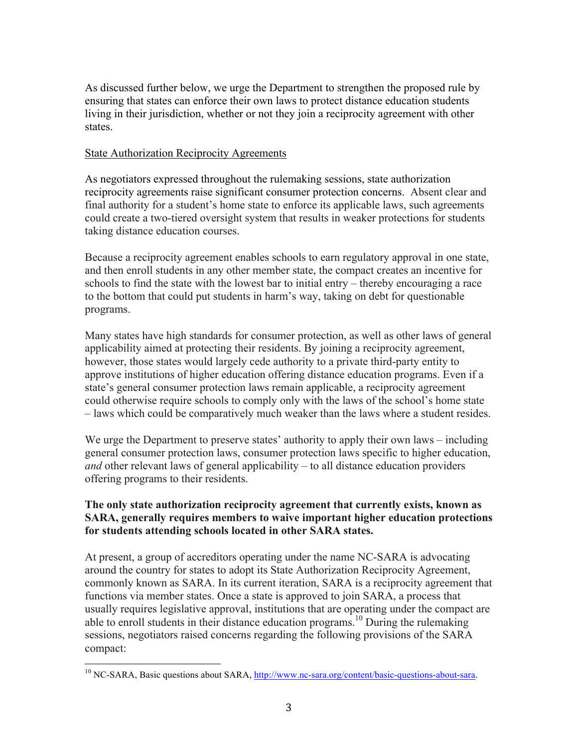As discussed further below, we urge the Department to strengthen the proposed rule by ensuring that states can enforce their own laws to protect distance education students living in their jurisdiction, whether or not they join a reciprocity agreement with other states.

State Authorization Reciprocity Agreements

As negotiators expressed throughout the rulemaking sessions, state authorization reciprocity agreements raise significant consumer protection concerns. Absent clear and final authority for a student's home state to enforce its applicable laws, such agreements could create a two-tiered oversight system that results in weaker protections for students taking distance education courses.

Because a reciprocity agreement enables schools to earn regulatory approval in one state, and then enroll students in any other member state, the compact creates an incentive for schools to find the state with the lowest bar to initial entry – thereby encouraging a race to the bottom that could put students in harm's way, taking on debt for questionable programs.

Many states have high standards for consumer protection, as well as other laws of general applicability aimed at protecting their residents. By joining a reciprocity agreement, however, those states would largely cede authority to a private third-party entity to approve institutions of higher education offering distance education programs. Even if a state's general consumer protection laws remain applicable, a reciprocity agreement could otherwise require schools to comply only with the laws of the school's home state – laws which could be comparatively much weaker than the laws where a student resides.

We urge the Department to preserve states' authority to apply their own laws – including general consumer protection laws, consumer protection laws specific to higher education, *and* other relevant laws of general applicability – to all distance education providers offering programs to their residents.

**The only state authorization reciprocity agreement that currently exists, known as SARA, generally requires members to waive important higher education protections for students attending schools located in other SARA states.**

At present, a group of accreditors operating under the name NC-SARA is advocating around the country for states to adopt its State Authorization Reciprocity Agreement, commonly known as SARA. In its current iteration, SARA is a reciprocity agreement that functions via member states. Once a state is approved to join SARA, a process that usually requires legislative approval, institutions that are operating under the compact are able to enroll students in their distance education programs.[10] During the rulemaking sessions, negotiators raised concerns regarding the following provisions of the SARA compact:

---

[10] NC-SARA, Basic questions about SARA, http://www.nc-sara.org/content/basic-questions-about-sara.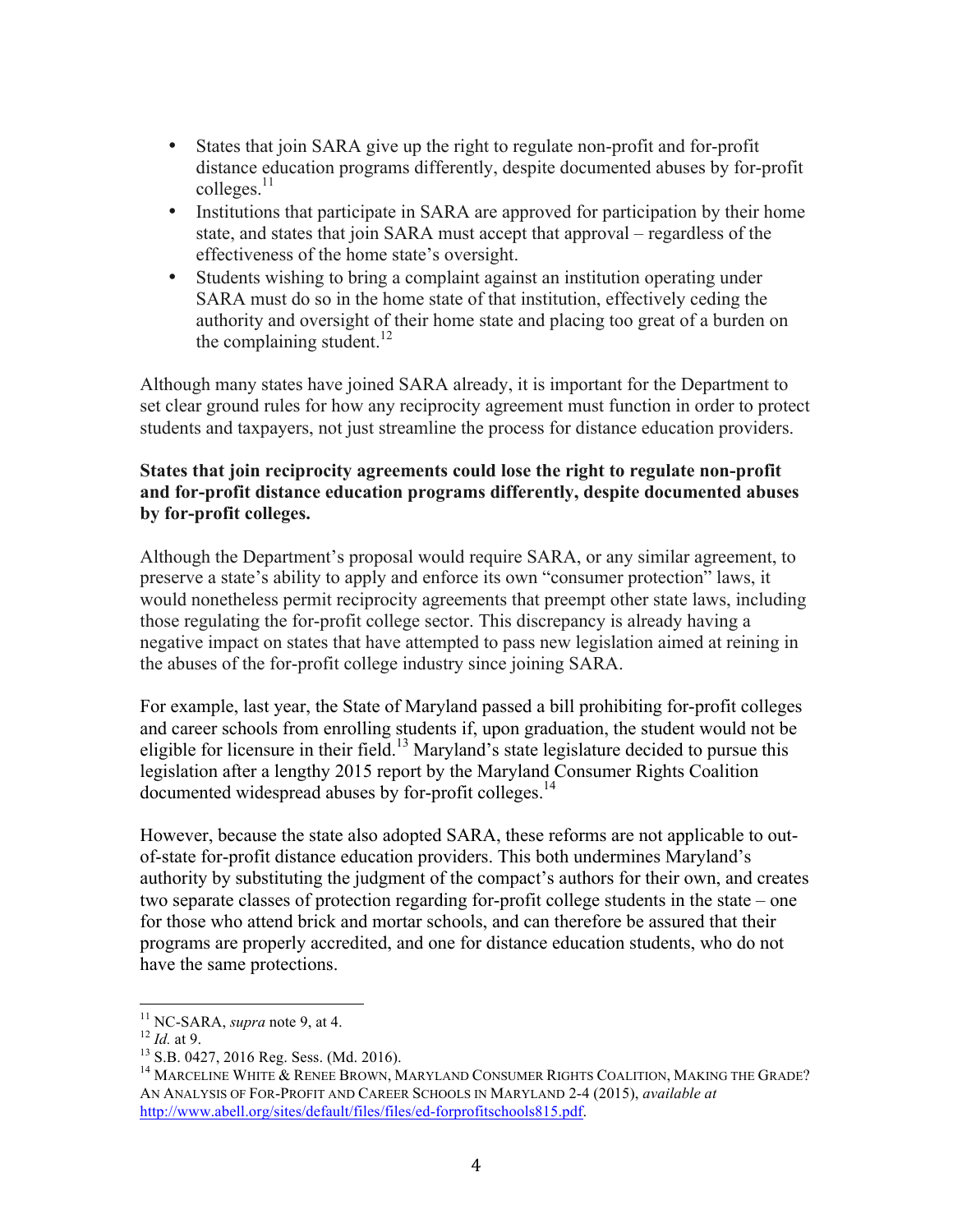- States that join SARA give up the right to regulate non-profit and for-profit distance education programs differently, despite documented abuses by for-profit colleges.[11]
- Institutions that participate in SARA are approved for participation by their home state, and states that join SARA must accept that approval – regardless of the effectiveness of the home state's oversight.
- Students wishing to bring a complaint against an institution operating under SARA must do so in the home state of that institution, effectively ceding the authority and oversight of their home state and placing too great of a burden on the complaining student.[12]

Although many states have joined SARA already, it is important for the Department to set clear ground rules for how any reciprocity agreement must function in order to protect students and taxpayers, not just streamline the process for distance education providers.

**States that join reciprocity agreements could lose the right to regulate non-profit and for-profit distance education programs differently, despite documented abuses by for-profit colleges.**

Although the Department's proposal would require SARA, or any similar agreement, to preserve a state's ability to apply and enforce its own "consumer protection" laws, it would nonetheless permit reciprocity agreements that preempt other state laws, including those regulating the for-profit college sector. This discrepancy is already having a negative impact on states that have attempted to pass new legislation aimed at reining in the abuses of the for-profit college industry since joining SARA.

For example, last year, the State of Maryland passed a bill prohibiting for-profit colleges and career schools from enrolling students if, upon graduation, the student would not be eligible for licensure in their field.[13] Maryland's state legislature decided to pursue this legislation after a lengthy 2015 report by the Maryland Consumer Rights Coalition documented widespread abuses by for-profit colleges.[14]

However, because the state also adopted SARA, these reforms are not applicable to out-of-state for-profit distance education providers. This both undermines Maryland's authority by substituting the judgment of the compact's authors for their own, and creates two separate classes of protection regarding for-profit college students in the state – one for those who attend brick and mortar schools, and can therefore be assured that their programs are properly accredited, and one for distance education students, who do not have the same protections.

---

[11] NC-SARA, *supra* note 9, at 4.

[12] *Id.* at 9.

[13] S.B. 0427, 2016 Reg. Sess. (Md. 2016).

[14] MARCELINE WHITE & RENEE BROWN, MARYLAND CONSUMER RIGHTS COALITION, MAKING THE GRADE? AN ANALYSIS OF FOR-PROFIT AND CAREER SCHOOLS IN MARYLAND 2-4 (2015), *available at* http://www.abell.org/sites/default/files/files/ed-forprofitschools815.pdf.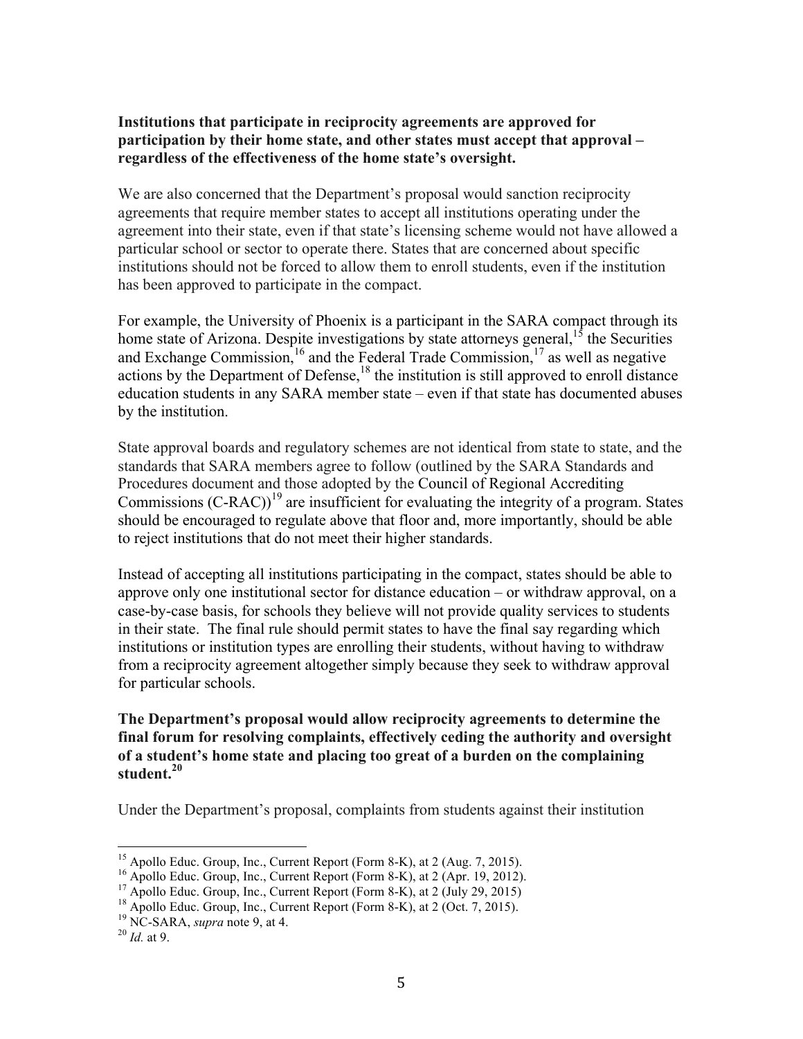**Institutions that participate in reciprocity agreements are approved for participation by their home state, and other states must accept that approval – regardless of the effectiveness of the home state's oversight.**

We are also concerned that the Department's proposal would sanction reciprocity agreements that require member states to accept all institutions operating under the agreement into their state, even if that state's licensing scheme would not have allowed a particular school or sector to operate there. States that are concerned about specific institutions should not be forced to allow them to enroll students, even if the institution has been approved to participate in the compact.

For example, the University of Phoenix is a participant in the SARA compact through its home state of Arizona. Despite investigations by state attorneys general,[15] the Securities and Exchange Commission,[16] and the Federal Trade Commission,[17] as well as negative actions by the Department of Defense,[18] the institution is still approved to enroll distance education students in any SARA member state – even if that state has documented abuses by the institution.

State approval boards and regulatory schemes are not identical from state to state, and the standards that SARA members agree to follow (outlined by the SARA Standards and Procedures document and those adopted by the Council of Regional Accrediting Commissions (C-RAC))[19] are insufficient for evaluating the integrity of a program. States should be encouraged to regulate above that floor and, more importantly, should be able to reject institutions that do not meet their higher standards.

Instead of accepting all institutions participating in the compact, states should be able to approve only one institutional sector for distance education – or withdraw approval, on a case-by-case basis, for schools they believe will not provide quality services to students in their state. The final rule should permit states to have the final say regarding which institutions or institution types are enrolling their students, without having to withdraw from a reciprocity agreement altogether simply because they seek to withdraw approval for particular schools.

**The Department's proposal would allow reciprocity agreements to determine the final forum for resolving complaints, effectively ceding the authority and oversight of a student's home state and placing too great of a burden on the complaining student.[20]**

Under the Department's proposal, complaints from students against their institution

---

[15] Apollo Educ. Group, Inc., Current Report (Form 8-K), at 2 (Aug. 7, 2015).
[16] Apollo Educ. Group, Inc., Current Report (Form 8-K), at 2 (Apr. 19, 2012).
[17] Apollo Educ. Group, Inc., Current Report (Form 8-K), at 2 (July 29, 2015)
[18] Apollo Educ. Group, Inc., Current Report (Form 8-K), at 2 (Oct. 7, 2015).
[19] NC-SARA, *supra* note 9, at 4.
[20] *Id.* at 9.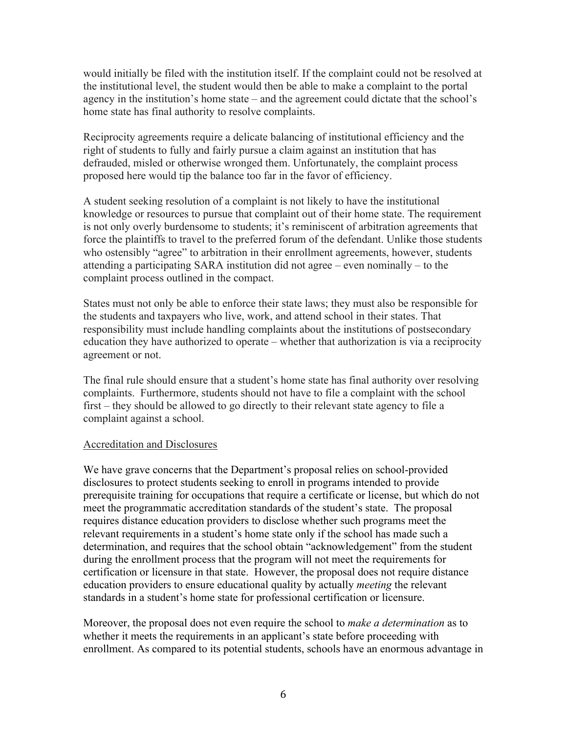would initially be filed with the institution itself. If the complaint could not be resolved at the institutional level, the student would then be able to make a complaint to the portal agency in the institution's home state – and the agreement could dictate that the school's home state has final authority to resolve complaints.

Reciprocity agreements require a delicate balancing of institutional efficiency and the right of students to fully and fairly pursue a claim against an institution that has defrauded, misled or otherwise wronged them. Unfortunately, the complaint process proposed here would tip the balance too far in the favor of efficiency.

A student seeking resolution of a complaint is not likely to have the institutional knowledge or resources to pursue that complaint out of their home state. The requirement is not only overly burdensome to students; it's reminiscent of arbitration agreements that force the plaintiffs to travel to the preferred forum of the defendant. Unlike those students who ostensibly "agree" to arbitration in their enrollment agreements, however, students attending a participating SARA institution did not agree – even nominally – to the complaint process outlined in the compact.

States must not only be able to enforce their state laws; they must also be responsible for the students and taxpayers who live, work, and attend school in their states. That responsibility must include handling complaints about the institutions of postsecondary education they have authorized to operate – whether that authorization is via a reciprocity agreement or not.

The final rule should ensure that a student's home state has final authority over resolving complaints. Furthermore, students should not have to file a complaint with the school first – they should be allowed to go directly to their relevant state agency to file a complaint against a school.

<u>Accreditation and Disclosures</u>

We have grave concerns that the Department's proposal relies on school-provided disclosures to protect students seeking to enroll in programs intended to provide prerequisite training for occupations that require a certificate or license, but which do not meet the programmatic accreditation standards of the student's state. The proposal requires distance education providers to disclose whether such programs meet the relevant requirements in a student's home state only if the school has made such a determination, and requires that the school obtain "acknowledgement" from the student during the enrollment process that the program will not meet the requirements for certification or licensure in that state. However, the proposal does not require distance education providers to ensure educational quality by actually *meeting* the relevant standards in a student's home state for professional certification or licensure.

Moreover, the proposal does not even require the school to *make a determination* as to whether it meets the requirements in an applicant's state before proceeding with enrollment. As compared to its potential students, schools have an enormous advantage in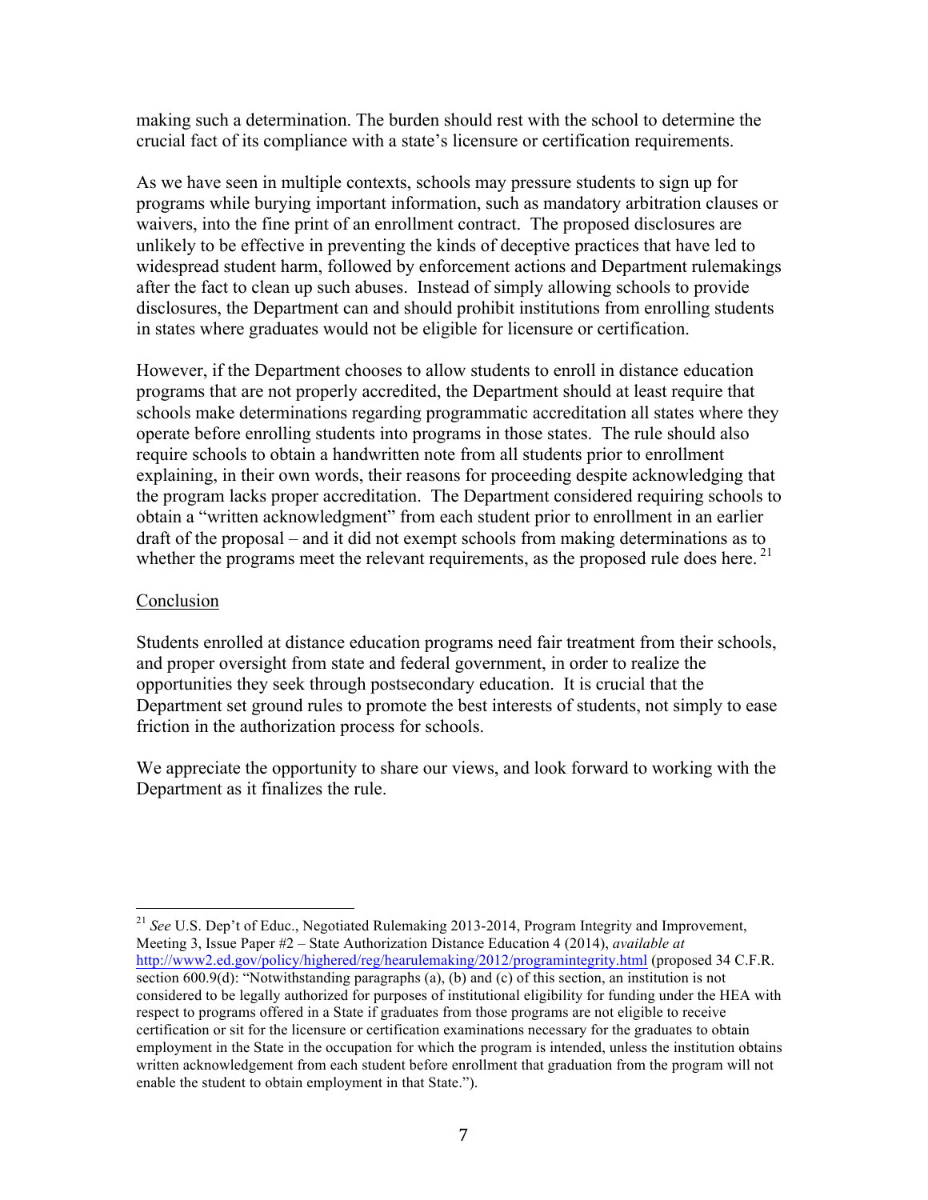making such a determination. The burden should rest with the school to determine the crucial fact of its compliance with a state's licensure or certification requirements.

As we have seen in multiple contexts, schools may pressure students to sign up for programs while burying important information, such as mandatory arbitration clauses or waivers, into the fine print of an enrollment contract. The proposed disclosures are unlikely to be effective in preventing the kinds of deceptive practices that have led to widespread student harm, followed by enforcement actions and Department rulemakings after the fact to clean up such abuses. Instead of simply allowing schools to provide disclosures, the Department can and should prohibit institutions from enrolling students in states where graduates would not be eligible for licensure or certification.

However, if the Department chooses to allow students to enroll in distance education programs that are not properly accredited, the Department should at least require that schools make determinations regarding programmatic accreditation all states where they operate before enrolling students into programs in those states. The rule should also require schools to obtain a handwritten note from all students prior to enrollment explaining, in their own words, their reasons for proceeding despite acknowledging that the program lacks proper accreditation. The Department considered requiring schools to obtain a "written acknowledgment" from each student prior to enrollment in an earlier draft of the proposal – and it did not exempt schools from making determinations as to whether the programs meet the relevant requirements, as the proposed rule does here. [21]

<u>Conclusion</u>

Students enrolled at distance education programs need fair treatment from their schools, and proper oversight from state and federal government, in order to realize the opportunities they seek through postsecondary education. It is crucial that the Department set ground rules to promote the best interests of students, not simply to ease friction in the authorization process for schools.

We appreciate the opportunity to share our views, and look forward to working with the Department as it finalizes the rule.

---

[21] *See* U.S. Dep't of Educ., Negotiated Rulemaking 2013-2014, Program Integrity and Improvement, Meeting 3, Issue Paper #2 – State Authorization Distance Education 4 (2014), *available at* http://www2.ed.gov/policy/highered/reg/hearulemaking/2012/programintegrity.html (proposed 34 C.F.R. section 600.9(d): "Notwithstanding paragraphs (a), (b) and (c) of this section, an institution is not considered to be legally authorized for purposes of institutional eligibility for funding under the HEA with respect to programs offered in a State if graduates from those programs are not eligible to receive certification or sit for the licensure or certification examinations necessary for the graduates to obtain employment in the State in the occupation for which the program is intended, unless the institution obtains written acknowledgement from each student before enrollment that graduation from the program will not enable the student to obtain employment in that State.").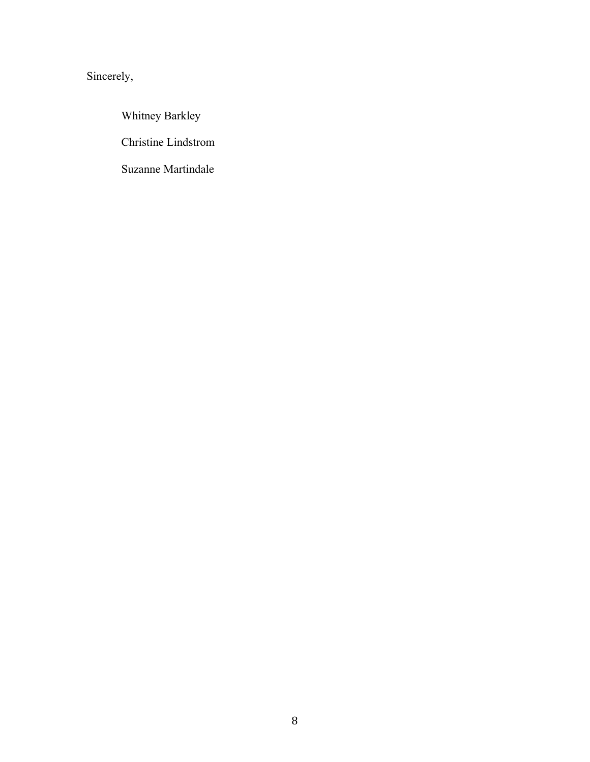Sincerely,

Whitney Barkley

Christine Lindstrom

Suzanne Martindale